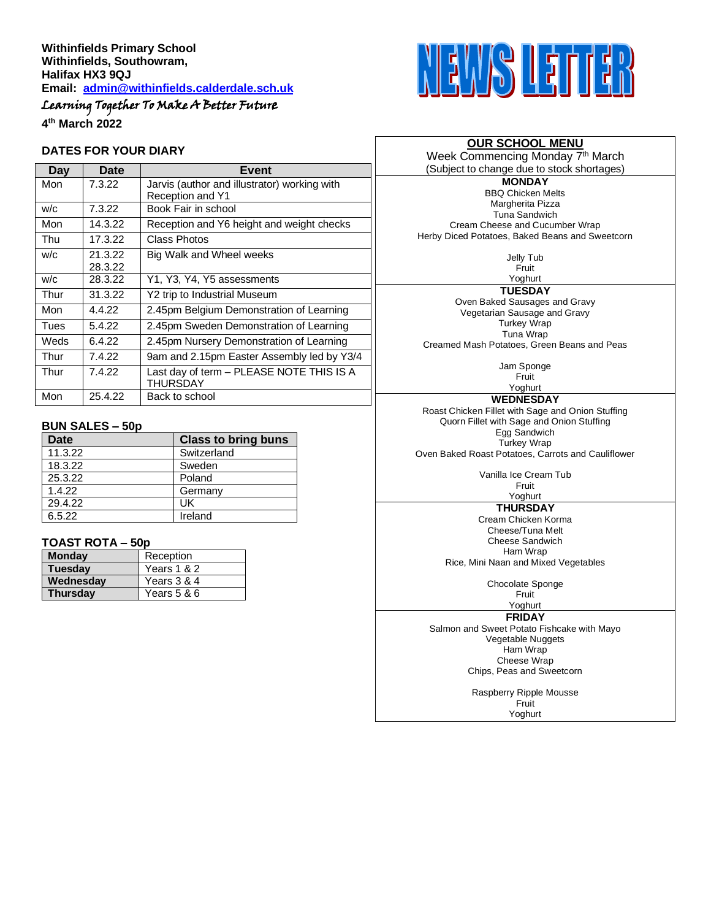**Withinfields Primary School**
**Withinfields, Southowram,**
**Halifax HX3 9QJ**
**Email: admin@withinfields.calderdale.sch.uk**

*Learning Together To Make A Better Future*

**4th March 2022**

# NEWS LETTER

## DATES FOR YOUR DIARY

| Day | Date | Event |
|---|---|---|
| Mon | 7.3.22 | Jarvis (author and illustrator) working with Reception and Y1 |
| w/c | 7.3.22 | Book Fair in school |
| Mon | 14.3.22 | Reception and Y6 height and weight checks |
| Thu | 17.3.22 | Class Photos |
| w/c | 21.3.22 28.3.22 | Big Walk and Wheel weeks |
| w/c | 28.3.22 | Y1, Y3, Y4, Y5 assessments |
| Thur | 31.3.22 | Y2 trip to Industrial Museum |
| Mon | 4.4.22 | 2.45pm Belgium Demonstration of Learning |
| Tues | 5.4.22 | 2.45pm Sweden Demonstration of Learning |
| Weds | 6.4.22 | 2.45pm Nursery Demonstration of Learning |
| Thur | 7.4.22 | 9am and 2.15pm Easter Assembly led by Y3/4 |
| Thur | 7.4.22 | Last day of term – PLEASE NOTE THIS IS A THURSDAY |
| Mon | 25.4.22 | Back to school |

## BUN SALES – 50p

| Date | Class to bring buns |
|---|---|
| 11.3.22 | Switzerland |
| 18.3.22 | Sweden |
| 25.3.22 | Poland |
| 1.4.22 | Germany |
| 29.4.22 | UK |
| 6.5.22 | Ireland |

## TOAST ROTA – 50p

| | |
|---|---|
| **Monday** | Reception |
| **Tuesday** | Years 1 & 2 |
| **Wednesday** | Years 3 & 4 |
| **Thursday** | Years 5 & 6 |

## OUR SCHOOL MENU

Week Commencing Monday 7th March
(Subject to change due to stock shortages)

**MONDAY**

BBQ Chicken Melts
Margherita Pizza
Tuna Sandwich
Cream Cheese and Cucumber Wrap
Herby Diced Potatoes, Baked Beans and Sweetcorn

Jelly Tub
Fruit
Yoghurt

**TUESDAY**

Oven Baked Sausages and Gravy
Vegetarian Sausage and Gravy
Turkey Wrap
Tuna Wrap
Creamed Mash Potatoes, Green Beans and Peas

Jam Sponge
Fruit
Yoghurt

**WEDNESDAY**

Roast Chicken Fillet with Sage and Onion Stuffing
Quorn Fillet with Sage and Onion Stuffing
Egg Sandwich
Turkey Wrap
Oven Baked Roast Potatoes, Carrots and Cauliflower

Vanilla Ice Cream Tub
Fruit
Yoghurt

**THURSDAY**

Cream Chicken Korma
Cheese/Tuna Melt
Cheese Sandwich
Ham Wrap
Rice, Mini Naan and Mixed Vegetables

Chocolate Sponge
Fruit
Yoghurt

**FRIDAY**

Salmon and Sweet Potato Fishcake with Mayo
Vegetable Nuggets
Ham Wrap
Cheese Wrap
Chips, Peas and Sweetcorn

Raspberry Ripple Mousse
Fruit
Yoghurt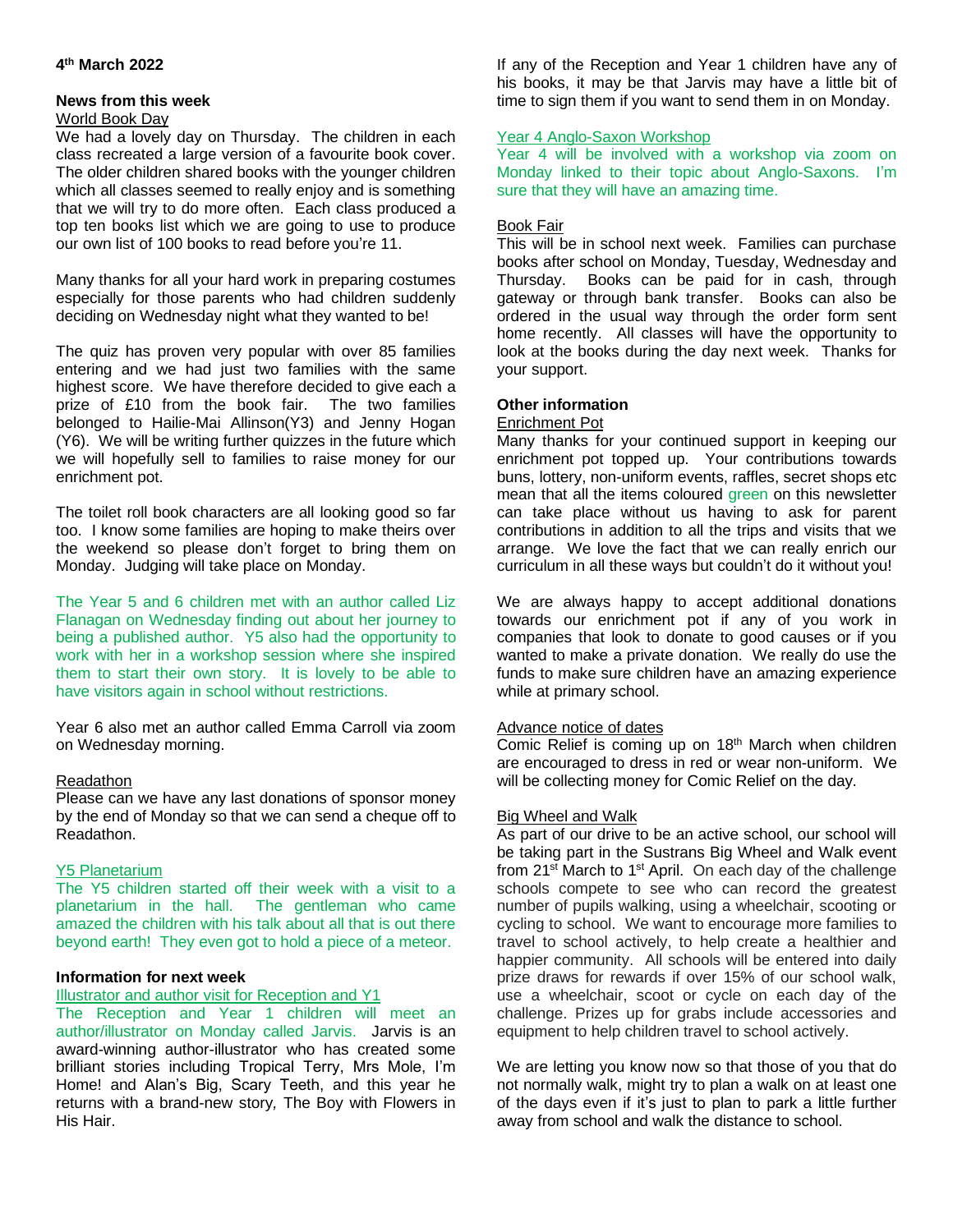**4th March 2022**

**News from this week**

World Book Day

We had a lovely day on Thursday. The children in each class recreated a large version of a favourite book cover. The older children shared books with the younger children which all classes seemed to really enjoy and is something that we will try to do more often. Each class produced a top ten books list which we are going to use to produce our own list of 100 books to read before you're 11.

Many thanks for all your hard work in preparing costumes especially for those parents who had children suddenly deciding on Wednesday night what they wanted to be!

The quiz has proven very popular with over 85 families entering and we had just two families with the same highest score. We have therefore decided to give each a prize of £10 from the book fair. The two families belonged to Hailie-Mai Allinson(Y3) and Jenny Hogan (Y6). We will be writing further quizzes in the future which we will hopefully sell to families to raise money for our enrichment pot.

The toilet roll book characters are all looking good so far too. I know some families are hoping to make theirs over the weekend so please don't forget to bring them on Monday. Judging will take place on Monday.

The Year 5 and 6 children met with an author called Liz Flanagan on Wednesday finding out about her journey to being a published author. Y5 also had the opportunity to work with her in a workshop session where she inspired them to start their own story. It is lovely to be able to have visitors again in school without restrictions.

Year 6 also met an author called Emma Carroll via zoom on Wednesday morning.

Readathon

Please can we have any last donations of sponsor money by the end of Monday so that we can send a cheque off to Readathon.

Y5 Planetarium

The Y5 children started off their week with a visit to a planetarium in the hall. The gentleman who came amazed the children with his talk about all that is out there beyond earth! They even got to hold a piece of a meteor.

**Information for next week**

Illustrator and author visit for Reception and Y1

The Reception and Year 1 children will meet an author/illustrator on Monday called Jarvis. Jarvis is an award-winning author-illustrator who has created some brilliant stories including Tropical Terry, Mrs Mole, I'm Home! and Alan's Big, Scary Teeth, and this year he returns with a brand-new story, The Boy with Flowers in His Hair.

If any of the Reception and Year 1 children have any of his books, it may be that Jarvis may have a little bit of time to sign them if you want to send them in on Monday.

Year 4 Anglo-Saxon Workshop

Year 4 will be involved with a workshop via zoom on Monday linked to their topic about Anglo-Saxons. I'm sure that they will have an amazing time.

Book Fair

This will be in school next week. Families can purchase books after school on Monday, Tuesday, Wednesday and Thursday. Books can be paid for in cash, through gateway or through bank transfer. Books can also be ordered in the usual way through the order form sent home recently. All classes will have the opportunity to look at the books during the day next week. Thanks for your support.

**Other information**

Enrichment Pot

Many thanks for your continued support in keeping our enrichment pot topped up. Your contributions towards buns, lottery, non-uniform events, raffles, secret shops etc mean that all the items coloured green on this newsletter can take place without us having to ask for parent contributions in addition to all the trips and visits that we arrange. We love the fact that we can really enrich our curriculum in all these ways but couldn't do it without you!

We are always happy to accept additional donations towards our enrichment pot if any of you work in companies that look to donate to good causes or if you wanted to make a private donation. We really do use the funds to make sure children have an amazing experience while at primary school.

Advance notice of dates

Comic Relief is coming up on 18th March when children are encouraged to dress in red or wear non-uniform. We will be collecting money for Comic Relief on the day.

Big Wheel and Walk

As part of our drive to be an active school, our school will be taking part in the Sustrans Big Wheel and Walk event from 21st March to 1st April. On each day of the challenge schools compete to see who can record the greatest number of pupils walking, using a wheelchair, scooting or cycling to school. We want to encourage more families to travel to school actively, to help create a healthier and happier community. All schools will be entered into daily prize draws for rewards if over 15% of our school walk, use a wheelchair, scoot or cycle on each day of the challenge. Prizes up for grabs include accessories and equipment to help children travel to school actively.

We are letting you know now so that those of you that do not normally walk, might try to plan a walk on at least one of the days even if it's just to plan to park a little further away from school and walk the distance to school.